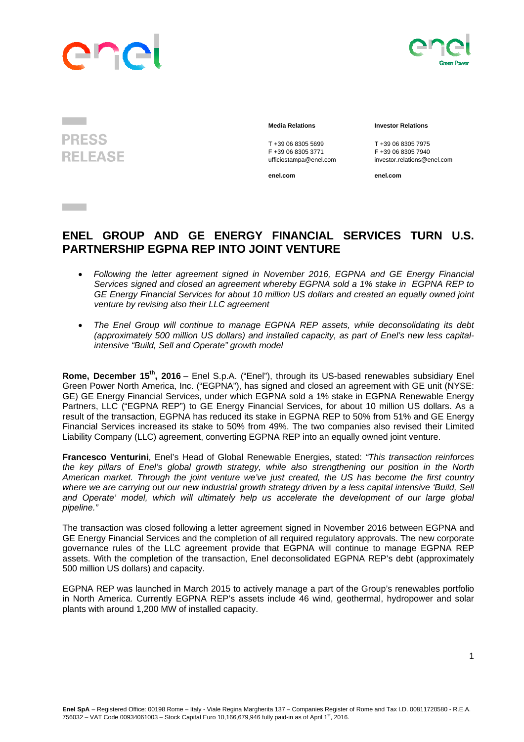**PRESS RELEASE**

**Media Relations**

T +39 06 8305 5699
F +39 06 8305 3771
ufficiostampa@enel.com

**enel.com**

**Investor Relations**

T +39 06 8305 7975
F +39 06 8305 7940
investor.relations@enel.com

**enel.com**

# ENEL GROUP AND GE ENERGY FINANCIAL SERVICES TURN U.S. PARTNERSHIP EGPNA REP INTO JOINT VENTURE

- *Following the letter agreement signed in November 2016, EGPNA and GE Energy Financial Services signed and closed an agreement whereby EGPNA sold a 1% stake in EGPNA REP to GE Energy Financial Services for about 10 million US dollars and created an equally owned joint venture by revising also their LLC agreement*
- *The Enel Group will continue to manage EGPNA REP assets, while deconsolidating its debt (approximately 500 million US dollars) and installed capacity, as part of Enel's new less capital-intensive "Build, Sell and Operate" growth model*

**Rome, December 15th, 2016** – Enel S.p.A. ("Enel"), through its US-based renewables subsidiary Enel Green Power North America, Inc. ("EGPNA"), has signed and closed an agreement with GE unit (NYSE: GE) GE Energy Financial Services, under which EGPNA sold a 1% stake in EGPNA Renewable Energy Partners, LLC ("EGPNA REP") to GE Energy Financial Services, for about 10 million US dollars. As a result of the transaction, EGPNA has reduced its stake in EGPNA REP to 50% from 51% and GE Energy Financial Services increased its stake to 50% from 49%. The two companies also revised their Limited Liability Company (LLC) agreement, converting EGPNA REP into an equally owned joint venture.

**Francesco Venturini**, Enel's Head of Global Renewable Energies, stated: *"This transaction reinforces the key pillars of Enel's global growth strategy, while also strengthening our position in the North American market. Through the joint venture we've just created, the US has become the first country where we are carrying out our new industrial growth strategy driven by a less capital intensive 'Build, Sell and Operate' model, which will ultimately help us accelerate the development of our large global pipeline."*

The transaction was closed following a letter agreement signed in November 2016 between EGPNA and GE Energy Financial Services and the completion of all required regulatory approvals. The new corporate governance rules of the LLC agreement provide that EGPNA will continue to manage EGPNA REP assets. With the completion of the transaction, Enel deconsolidated EGPNA REP's debt (approximately 500 million US dollars) and capacity.

EGPNA REP was launched in March 2015 to actively manage a part of the Group's renewables portfolio in North America. Currently EGPNA REP's assets include 46 wind, geothermal, hydropower and solar plants with around 1,200 MW of installed capacity.

**Enel SpA** – Registered Office: 00198 Rome – Italy - Viale Regina Margherita 137 – Companies Register of Rome and Tax I.D. 00811720580 - R.E.A. 756032 – VAT Code 00934061003 – Stock Capital Euro 10,166,679,946 fully paid-in as of April 1st, 2016.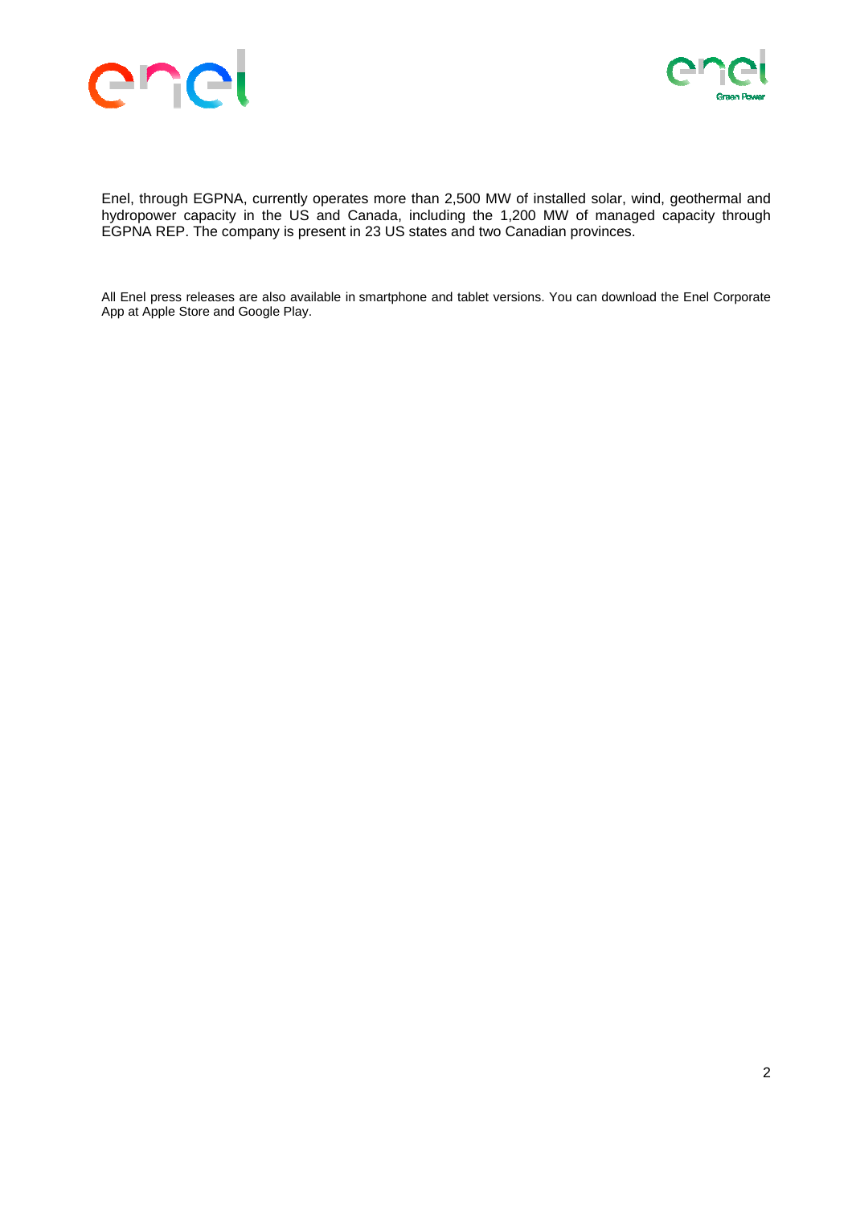Enel, through EGPNA, currently operates more than 2,500 MW of installed solar, wind, geothermal and hydropower capacity in the US and Canada, including the 1,200 MW of managed capacity through EGPNA REP. The company is present in 23 US states and two Canadian provinces.

All Enel press releases are also available in smartphone and tablet versions. You can download the Enel Corporate App at Apple Store and Google Play.